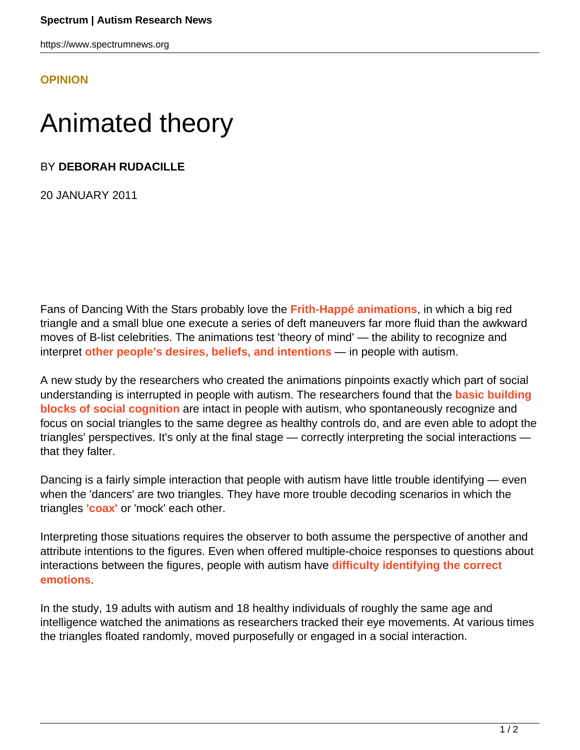**OPINION**

# Animated theory

BY **DEBORAH RUDACILLE**

20 JANUARY 2011

Fans of Dancing With the Stars probably love the **Frith-Happé animations**, in which a big red triangle and a small blue one execute a series of deft maneuvers far more fluid than the awkward moves of B-list celebrities. The animations test 'theory of mind' — the ability to recognize and interpret **other people's desires, beliefs, and intentions** — in people with autism.

A new study by the researchers who created the animations pinpoints exactly which part of social understanding is interrupted in people with autism. The researchers found that the **basic building blocks of social cognition** are intact in people with autism, who spontaneously recognize and focus on social triangles to the same degree as healthy controls do, and are even able to adopt the triangles' perspectives. It's only at the final stage — correctly interpreting the social interactions — that they falter.

Dancing is a fairly simple interaction that people with autism have little trouble identifying — even when the 'dancers' are two triangles. They have more trouble decoding scenarios in which the triangles **'coax'** or 'mock' each other.

Interpreting those situations requires the observer to both assume the perspective of another and attribute intentions to the figures. Even when offered multiple-choice responses to questions about interactions between the figures, people with autism have **difficulty identifying the correct emotions**.

In the study, 19 adults with autism and 18 healthy individuals of roughly the same age and intelligence watched the animations as researchers tracked their eye movements. At various times the triangles floated randomly, moved purposefully or engaged in a social interaction.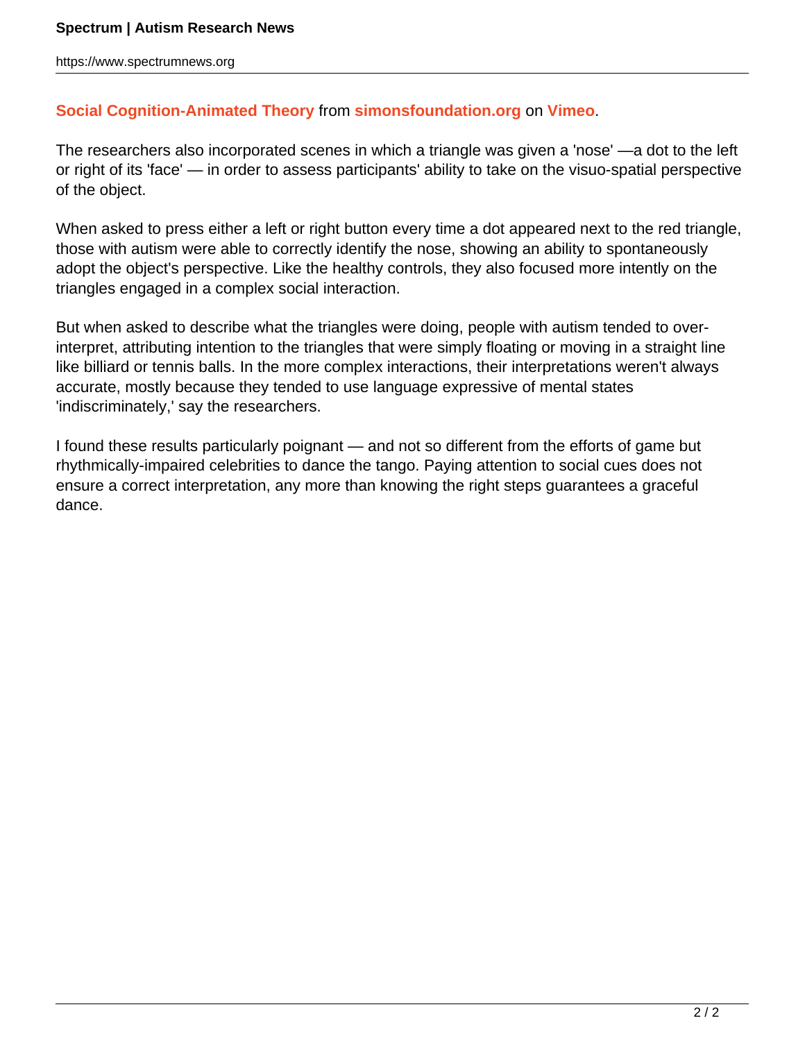**Social Cognition-Animated Theory** from **simonsfoundation.org** on **Vimeo**.

The researchers also incorporated scenes in which a triangle was given a 'nose' —a dot to the left or right of its 'face' — in order to assess participants' ability to take on the visuo-spatial perspective of the object.

When asked to press either a left or right button every time a dot appeared next to the red triangle, those with autism were able to correctly identify the nose, showing an ability to spontaneously adopt the object's perspective. Like the healthy controls, they also focused more intently on the triangles engaged in a complex social interaction.

But when asked to describe what the triangles were doing, people with autism tended to over-interpret, attributing intention to the triangles that were simply floating or moving in a straight line like billiard or tennis balls. In the more complex interactions, their interpretations weren't always accurate, mostly because they tended to use language expressive of mental states 'indiscriminately,' say the researchers.

I found these results particularly poignant — and not so different from the efforts of game but rhythmically-impaired celebrities to dance the tango. Paying attention to social cues does not ensure a correct interpretation, any more than knowing the right steps guarantees a graceful dance.